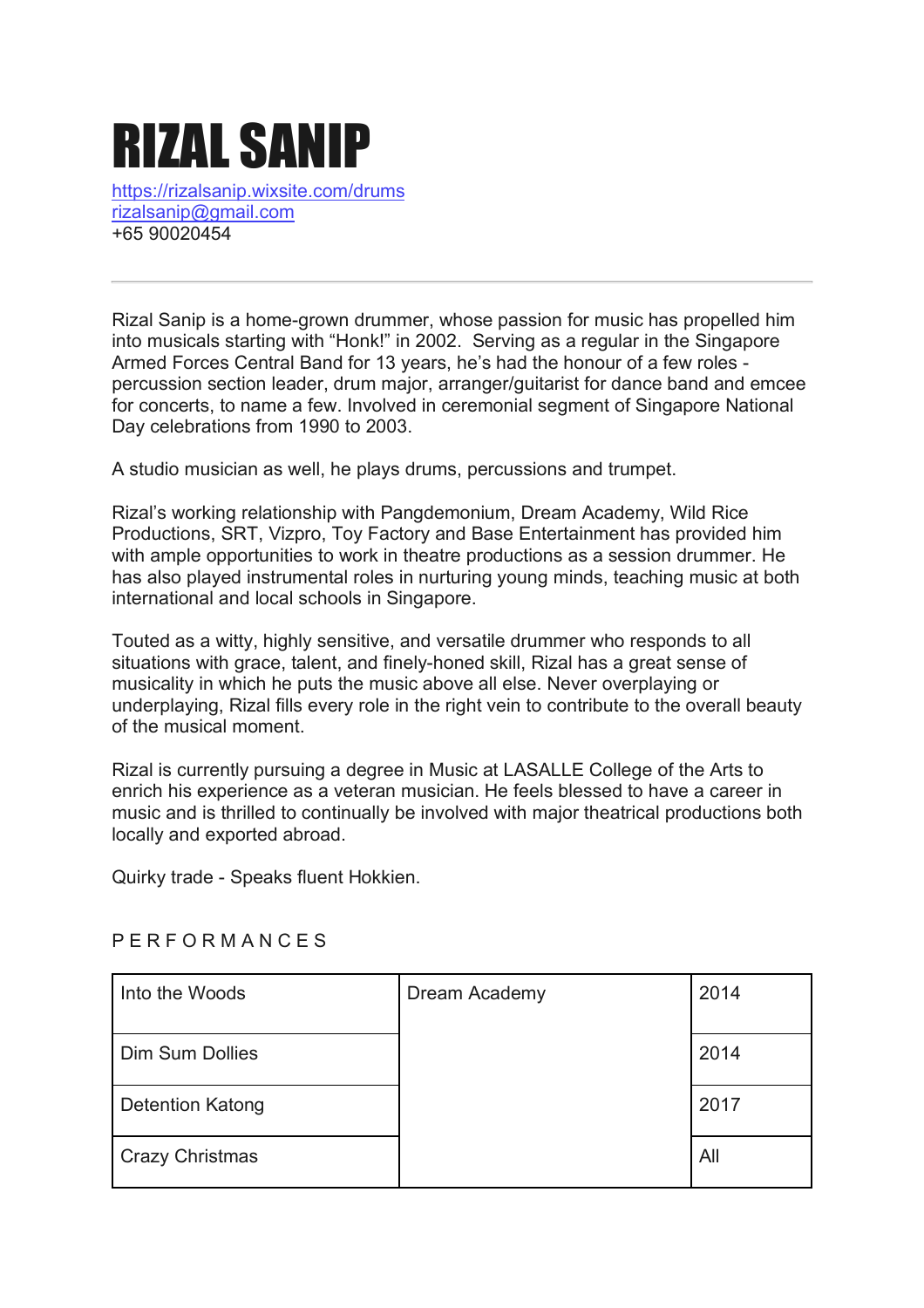# RIZAL SANIP

https://rizalsanip.wixsite.com/drums
rizalsanip@gmail.com
+65 90020454

---

Rizal Sanip is a home-grown drummer, whose passion for music has propelled him into musicals starting with "Honk!" in 2002. Serving as a regular in the Singapore Armed Forces Central Band for 13 years, he's had the honour of a few roles - percussion section leader, drum major, arranger/guitarist for dance band and emcee for concerts, to name a few. Involved in ceremonial segment of Singapore National Day celebrations from 1990 to 2003.

A studio musician as well, he plays drums, percussions and trumpet.

Rizal's working relationship with Pangdemonium, Dream Academy, Wild Rice Productions, SRT, Vizpro, Toy Factory and Base Entertainment has provided him with ample opportunities to work in theatre productions as a session drummer. He has also played instrumental roles in nurturing young minds, teaching music at both international and local schools in Singapore.

Touted as a witty, highly sensitive, and versatile drummer who responds to all situations with grace, talent, and finely-honed skill, Rizal has a great sense of musicality in which he puts the music above all else. Never overplaying or underplaying, Rizal fills every role in the right vein to contribute to the overall beauty of the musical moment.

Rizal is currently pursuing a degree in Music at LASALLE College of the Arts to enrich his experience as a veteran musician. He feels blessed to have a career in music and is thrilled to continually be involved with major theatrical productions both locally and exported abroad.

Quirky trade - Speaks fluent Hokkien.

## PERFORMANCES

| | | |
|---|---|---|
| Into the Woods | Dream Academy | 2014 |
| Dim Sum Dollies | | 2014 |
| Detention Katong | | 2017 |
| Crazy Christmas | | All |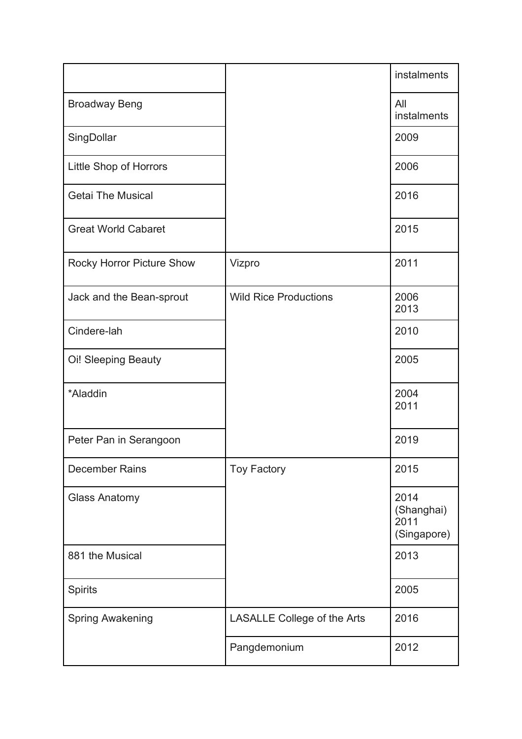| | | instalments |
|---|---|---|
| Broadway Beng | | All instalments |
| SingDollar | | 2009 |
| Little Shop of Horrors | | 2006 |
| Getai The Musical | | 2016 |
| Great World Cabaret | | 2015 |
| Rocky Horror Picture Show | Vizpro | 2011 |
| Jack and the Bean-sprout | Wild Rice Productions | 2006<br>2013 |
| Cindere-lah | | 2010 |
| Oi! Sleeping Beauty | | 2005 |
| *Aladdin | | 2004<br>2011 |
| Peter Pan in Serangoon | | 2019 |
| December Rains | Toy Factory | 2015 |
| Glass Anatomy | | 2014 (Shanghai)<br>2011 (Singapore) |
| 881 the Musical | | 2013 |
| Spirits | | 2005 |
| Spring Awakening | LASALLE College of the Arts | 2016 |
| | Pangdemonium | 2012 |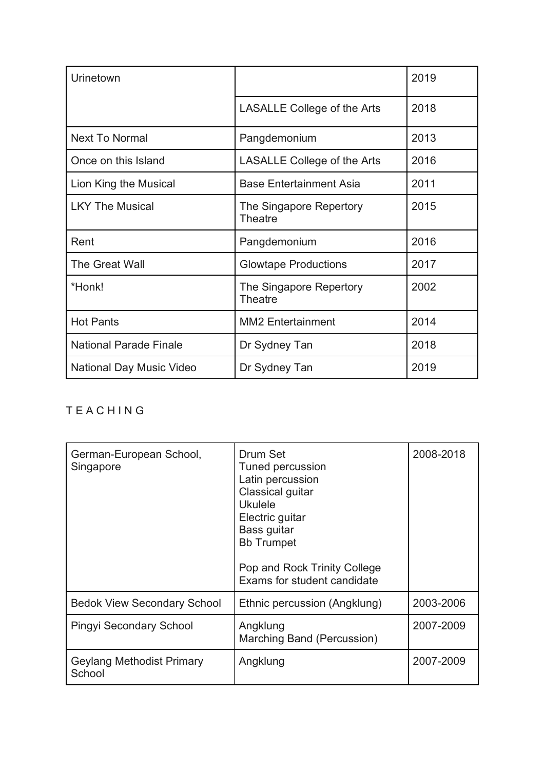| Urinetown | | 2019 |
|---|---|---|
| | LASALLE College of the Arts | 2018 |
| Next To Normal | Pangdemonium | 2013 |
| Once on this Island | LASALLE College of the Arts | 2016 |
| Lion King the Musical | Base Entertainment Asia | 2011 |
| LKY The Musical | The Singapore Repertory Theatre | 2015 |
| Rent | Pangdemonium | 2016 |
| The Great Wall | Glowtape Productions | 2017 |
| *Honk! | The Singapore Repertory Theatre | 2002 |
| Hot Pants | MM2 Entertainment | 2014 |
| National Parade Finale | Dr Sydney Tan | 2018 |
| National Day Music Video | Dr Sydney Tan | 2019 |

## T E A C H I N G

| German-European School, Singapore | Drum Set<br>Tuned percussion<br>Latin percussion<br>Classical guitar<br>Ukulele<br>Electric guitar<br>Bass guitar<br>Bb Trumpet<br><br>Pop and Rock Trinity College Exams for student candidate | 2008-2018 |
|---|---|---|
| Bedok View Secondary School | Ethnic percussion (Angklung) | 2003-2006 |
| Pingyi Secondary School | Angklung<br>Marching Band (Percussion) | 2007-2009 |
| Geylang Methodist Primary School | Angklung | 2007-2009 |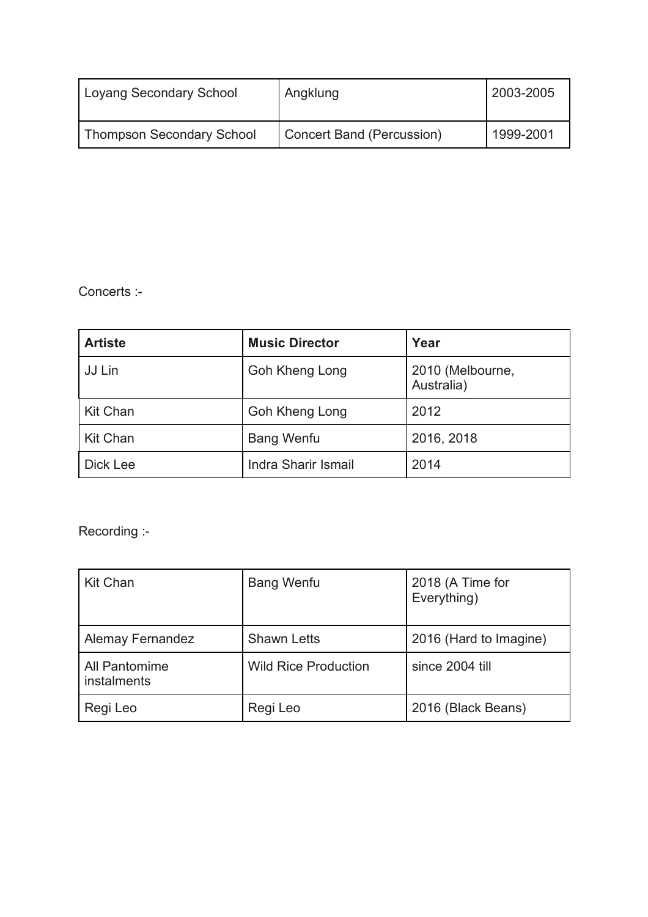| Loyang Secondary School | Angklung | 2003-2005 |
| --- | --- | --- |
| Thompson Secondary School | Concert Band (Percussion) | 1999-2001 |

Concerts :-

| **Artiste** | **Music Director** | **Year** |
| --- | --- | --- |
| JJ Lin | Goh Kheng Long | 2010 (Melbourne, Australia) |
| Kit Chan | Goh Kheng Long | 2012 |
| Kit Chan | Bang Wenfu | 2016, 2018 |
| Dick Lee | Indra Sharir Ismail | 2014 |

Recording :-

| Kit Chan | Bang Wenfu | 2018 (A Time for Everything) |
| --- | --- | --- |
| Alemay Fernandez | Shawn Letts | 2016 (Hard to Imagine) |
| All Pantomime instalments | Wild Rice Production | since 2004 till |
| Regi Leo | Regi Leo | 2016 (Black Beans) |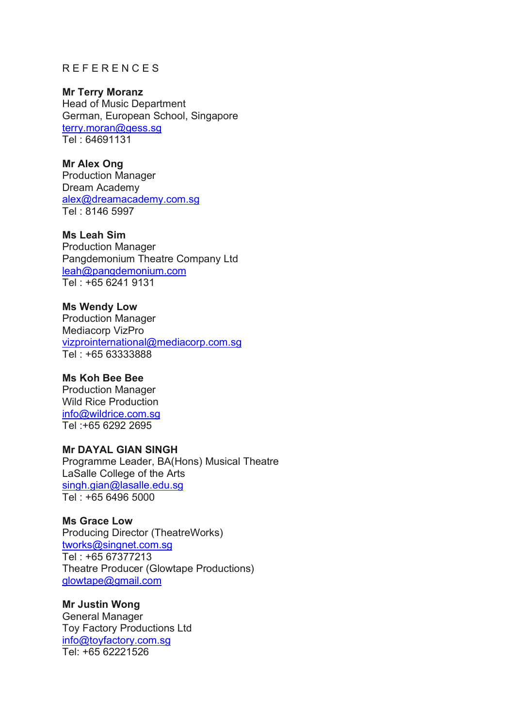## R E F E R E N C E S

**Mr Terry Moranz**
Head of Music Department
German, European School, Singapore
terry.moran@gess.sg
Tel : 64691131

**Mr Alex Ong**
Production Manager
Dream Academy
alex@dreamacademy.com.sg
Tel : 8146 5997

**Ms Leah Sim**
Production Manager
Pangdemonium Theatre Company Ltd
leah@pangdemonium.com
Tel : +65 6241 9131

**Ms Wendy Low**
Production Manager
Mediacorp VizPro
vizprointernational@mediacorp.com.sg
Tel : +65 63333888

**Ms Koh Bee Bee**
Production Manager
Wild Rice Production
info@wildrice.com.sg
Tel :+65 6292 2695

**Mr DAYAL GIAN SINGH**
Programme Leader, BA(Hons) Musical Theatre
LaSalle College of the Arts
singh.gian@lasalle.edu.sg
Tel : +65 6496 5000

**Ms Grace Low**
Producing Director (TheatreWorks)
tworks@singnet.com.sg
Tel : +65 67377213
Theatre Producer (Glowtape Productions)
glowtape@gmail.com

**Mr Justin Wong**
General Manager
Toy Factory Productions Ltd
info@toyfactory.com.sg
Tel: +65 62221526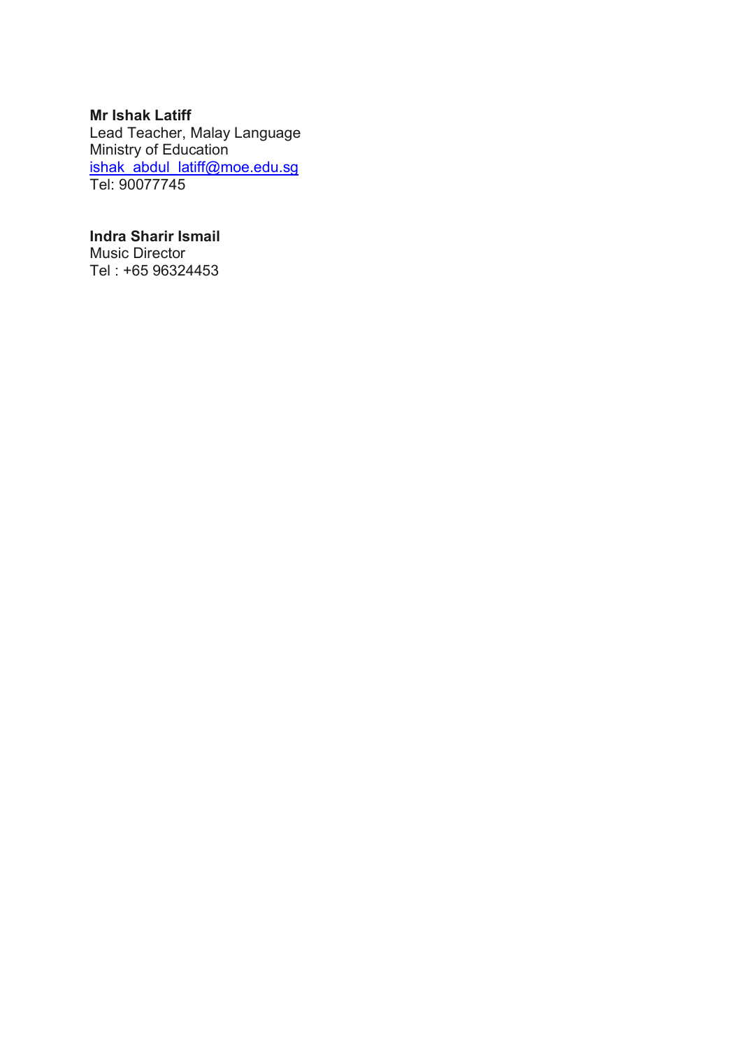**Mr Ishak Latiff**
Lead Teacher, Malay Language
Ministry of Education
ishak_abdul_latiff@moe.edu.sg
Tel: 90077745

**Indra Sharir Ismail**
Music Director
Tel : +65 96324453